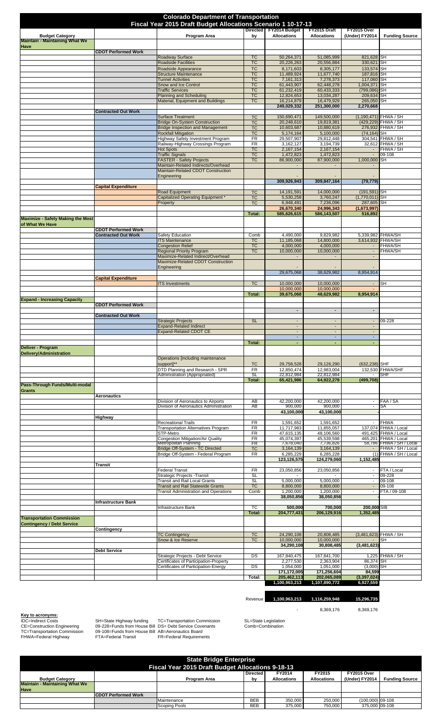# Colorado Department of Transportation

## Fiscal Year 2015 Draft Budget Allocations Scenario 1 10-17-13

| Budget Category | | Program Area | Directed by | FY2014 Budget Allocations | FY2015 Draft Allocations | FY2015 Over (Under) FY2014 | Funding Source |
|---|---|---|---|---|---|---|---|
| **Maintain - Maintaining What We Have** | | | | | | | |
| | **CDOT Performed Work** | | | | | | |
| | | Roadway Surface | TC | 50,264,371 | 51,085,999 | 821,628 | SH |
| | | Roadside Facilities | TC | 20,226,263 | 20,556,884 | 330,621 | SH |
| | | Roadside Appearance | TC | 8,171,603 | 8,305,177 | 133,574 | SH |
| | | Structure Maintenance | TC | 11,489,924 | 11,677,740 | 187,816 | SH |
| | | Tunnel Activities | TC | 7,161,313 | 7,278,373 | 117,060 | SH |
| | | Snow and Ice Control | TC | 61,443,907 | 62,448,278 | 1,004,371 | SH |
| | | Traffic Services | TC | 61,232,419 | 60,433,333 | (799,086) | SH |
| | | Planning and Scheduling | TC | 12,824,653 | 13,034,287 | 209,634 | SH |
| | | Material, Equipment and Buildings | TC | 16,214,879 | 16,479,929 | 265,050 | SH |
| | | | | 249,029,332 | 251,300,000 | 2,270,668 | |
| | **Contracted Out Work** | | | | | | |
| | | Surface Treatment | TC | 150,690,471 | 149,500,000 | (1,190,471) | FHWA / SH |
| | | Bridge On-System Construction | TC | 20,248,610 | 19,819,381 | (429,229) | FHWA / SH |
| | | Bridge Inspection and Management | TC | 10,603,687 | 10,880,619 | 276,932 | FHWA / SH |
| | | Rockfall Mitigation | TC | 5,174,164 | 5,100,000 | (74,164) | SH |
| | | Highway Safety Investment Program | FR | 29,507,907 | 29,812,448 | 304,541 | FHWA / SH |
| | | Railway-Highway Crossings Program | FR | 3,162,127 | 3,194,739 | 32,612 | FHWA / SH |
| | | Hot Spots | TC | 2,167,154 | 2,167,154 | - | FHWA / SH |
| | | Traffic Signals | TC | 1,472,823 | 1,472,823 | - | 09-108 |
| | | FASTER - Safety Projects | TC | 86,900,000 | 87,900,000 | 1,000,000 | SH |
| | | Maintain-Related Indirects/Overhead | | - | - | - | |
| | | Maintain-Related CDOT Construction Engineering | | - | - | - | |
| | | | | 309,926,943 | 309,847,164 | (79,779) | |
| | **Capital Expenditure** | | | | | | |
| | | Road Equipment | TC | 14,191,591 | 14,000,000 | (191,591) | SH |
| | | Capitalized Operating Equipment * | TC | 5,530,258 | 3,760,247 | (1,770,011) | SH |
| | | Property | TC | 6,948,491 | 7,236,096 | 287,605 | SH |
| | | | | 26,670,340 | 24,996,343 | (1,673,997) | |
| | | | Total: | 585,626,615 | 586,143,507 | 516,892 | |
| **Maximize - Safely Making the Most of What We Have** | | | | | | | |
| | **CDOT Performed Work** | | | | | | |
| | **Contracted Out Work** | Safety Education | Comb | 4,490,000 | 9,829,982 | 5,339,982 | FHWA/SH |
| | | ITS Maintenance | TC | 11,185,068 | 14,800,000 | 3,614,932 | FHWA/SH |
| | | Congestion Relief | TC | 4,000,000 | 4,000,000 | - | FHWA/SH |
| | | Regional Priority Program | TC | 10,000,000 | 10,000,000 | - | FHWA/SH |
| | | Maximize-Related Indirect/Overhead | | - | - | - | |
| | | Maximize-Related CDOT Construction Engineering | | - | - | - | |
| | | | | 29,675,068 | 38,629,982 | 8,954,914 | |
| | **Capital Expenditure** | | | | | | |
| | | ITS Investments | TC | 10,000,000 | 10,000,000 | - | SH |
| | | | | 10,000,000 | 10,000,000 | - | |
| | | | Total: | 39,675,068 | 48,629,982 | 8,954,914 | |
| **Expand - Increasing Capacity** | | | | | | | |
| | **CDOT Performed Work** | | | | | | |
| | | | | - | - | - | |
| | **Contracted Out Work** | | | | | | |
| | | Strategic Projects | SL | - | - | - | 09-228 |
| | | Expand-Related Indirect | | - | - | - | |
| | | Expand-Related CDOT CE | | - | - | - | |
| | | | | - | - | - | |
| | | | Total: | - | - | - | |
| **Deliver - Program Delivery/Administration** | | | | | | | |
| | | Operations [including maintenance support]** | TC | 29,758,528 | 29,126,290 | (632,238) | SHF |
| | | DTD Planning and Research - SPR | FR | 12,850,474 | 12,983,004 | 132,530 | FHWA/SHF |
| | | Administration (Appropriated) | SL | 22,812,984 | 22,812,984 | - | SHF |
| | | | Total: | 65,421,986 | 64,922,278 | (499,708) | |
| **Pass-Through Funds/Multi-modal Grants** | | | | | | | |
| | **Aeronautics** | | | | | | |
| | | Division of Aeronautics to Airports | AB | 42,200,000 | 42,200,000 | - | FAA / SA |
| | | Division of Aeronautics Administration | AB | 900,000 | 900,000 | - | SA |
| | | | | 43,100,000 | 43,100,000 | | |
| | **Highway** | | | | | | |
| | | Recreational Trails | FR | 1,591,652 | 1,591,652 | - | FHWA |
| | | Transportation Alternatives Program | FR | 11,717,983 | 11,855,057 | 137,074 | FHWA / Local |
| | | STP-Metro | FR | 47,615,135 | 48,106,560 | 491,425 | FHWA / Local |
| | | Congestion Mitigation/Air Quality | FR | 45,074,397 | 45,539,598 | 465,201 | FHWA / Local |
| | | Metropolitan Planning | FR | 7,678,040 | 7,736,826 | 58,786 | FHWA / SH / Local |
| | | Bridge Off-System - TC Directed | TC | 3,164,139 | 3,164,139 | - | FHWA / SH / Local |
| | | Bridge Off-System - Federal Program | FR | 6,285,229 | 6,285,228 | (1) | FHWA / SH / Local |
| | | | | 123,126,575 | 124,279,060 | 1,152,485 | |
| | **Transit** | | | | | | |
| | | Federal Transit | FR | 23,050,856 | 23,050,856 | - | FTA / Local |
| | | Strategic Projects -Transit | SL | - | - | - | 09-228 |
| | | Transit and Rail Local Grants | SL | 5,000,000 | 5,000,000 | - | 09-108 |
| | | Transit and Rail Statewide Grants | TC | 8,800,000 | 8,800,000 | - | 09-108 |
| | | Transit Administration and Operations | Comb | 1,200,000 | 1,200,000 | - | FTA / 09-108 |
| | | | | 38,050,856 | 38,050,856 | | |
| | **Infrastructure Bank** | | | | | | |
| | | Infrastructure Bank | TC | 500,000 | 700,000 | 200,000 | SIB |
| | | | Total: | 204,777,431 | 206,129,916 | 1,352,485 | |
| **Transportation Commission Contingency / Debt Service** | | | | | | | |
| | **Contingency** | | | | | | |
| | | TC Contingency | TC | 24,290,108 | 20,808,485 | (3,481,623) | FHWA / SH |
| | | Snow & Ice Reserve | TC | 10,000,000 | 10,000,000 | - | SH |
| | | | | 34,290,108 | 30,808,485 | (3,481,623) | |
| | **Debt Service** | | | | | | |
| | | Strategic Projects - Debt Service | DS | 167,840,475 | 167,841,700 | 1,225 | FHWA / SH |
| | | Certificates of Participation-Property | | 2,277,530 | 2,363,904 | 86,374 | SH |
| | | Certificates of Participation-Energy | DS | 1,054,000 | 1,051,000 | (3,000) | SH |
| | | | | 171,172,005 | 171,256,604 | 84,599 | |
| | | | Total: | 205,462,113 | 202,065,089 | (3,397,024) | |
| | | | | 1,100,963,213 | 1,107,890,772 | 6,927,559 | |
| | | | Revenue | 1,100,963,213 | 1,116,259,948 | 15,296,735 | |
| | | | | - | 8,369,176 | 8,369,176 | |

**Key to acronyms:**

IDC=Indirect Costs
CE=Construction Engineering
TC=Transportation Commission
FHWA=Federal Highway

SH=State Highway funding
09-228=Funds from House Bill
09-108=Funds from House Bill
FTA=Federal Transit

TC=Transportation Commission
DS= Debt Service Covenants
AB=Aeronautics Board
FR=Federal Requirements

SL=State Legislation
Comb=Combination

# State Bridge Enterprise

## Fiscal Year 2015 Draft Budget Allocations 9-18-13

| Budget Category | | Program Area | Directed by | FY2014 Allocations | FY2015 Allocations | FY2015 Over (Under) FY2014 | Funding Source |
|---|---|---|---|---|---|---|---|
| **Maintain - Maintaining What We Have** | | | | | | | |
| | **CDOT Performed Work** | | | | | | |
| | | Maintenance | BEB | 350,000 | 250,000 | (100,000) | 09-108 |
| | | Scoping Pools | BEB | 375,000 | 750,000 | 375,000 | 09-108 |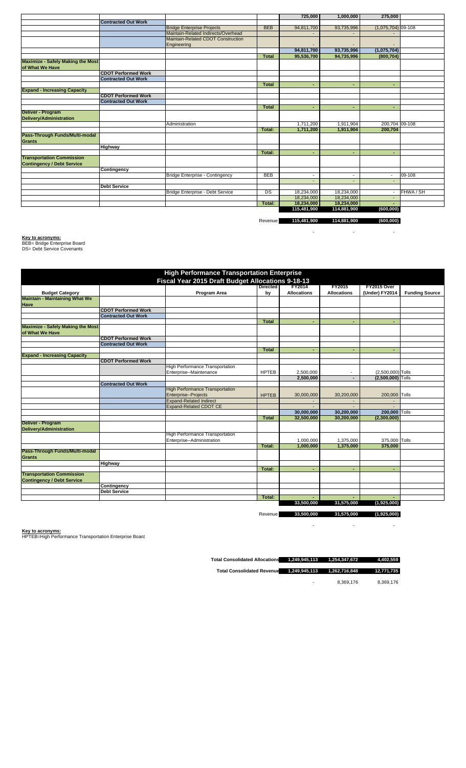| | | | | 725,000 | 1,000,000 | 275,000 | |
|---|---|---|---|---|---|---|---|
| | Contracted Out Work | | | | | | |
| | | Bridge Enterprise Projects | BEB | 94,811,700 | 93,735,996 | (1,075,704) | 09-108 |
| | | Maintain-Related Indirects/Overhead | | - | - | - | |
| | | Maintain-Related CDOT Construction Engineering | | - | - | - | |
| | | | | 94,811,700 | 93,735,996 | (1,075,704) | |
| | | | Total | 95,536,700 | 94,735,996 | (800,704) | |
| **Maximize - Safely Making the Most of What We Have** | | | | | | | |
| | CDOT Performed Work | | | | | | |
| | Contracted Out Work | | | | | | |
| | | | Total | - | - | - | |
| **Expand - Increasing Capacity** | | | | | | | |
| | CDOT Performed Work | | | | | | |
| | Contracted Out Work | | | | | | |
| | | | Total | - | - | - | |
| **Deliver - Program Delivery/Administration** | | | | | | | |
| | | Administration | | 1,711,200 | 1,911,904 | 200,704 | 09-108 |
| | | | Total: | 1,711,200 | 1,911,904 | 200,704 | |
| **Pass-Through Funds/Multi-modal Grants** | | | | | | | |
| | Highway | | | | | | |
| | | | Total: | - | - | - | |
| **Transportation Commission Contingency / Debt Service** | | | | | | | |
| | Contingency | | | | | | |
| | | Bridge Enterprise - Contingency | BEB | - | - | - | 09-108 |
| | | | | - | - | - | |
| | Debt Service | | | | | | |
| | | Bridge Enterprise - Debt Service | DS | 18,234,000 | 18,234,000 | - | FHWA / SH |
| | | | | 18,234,000 | 18,234,000 | - | |
| | | | Total: | 18,234,000 | 18,234,000 | - | |
| | | | | 115,481,900 | 114,881,900 | (600,000) | |
| | | | Revenue | 115,481,900 | 114,881,900 | (600,000) | |
| | | | | | - | - | - |

**Key to acronyms:**
BEB= Bridge Enterprise Board
DS= Debt Service Covenants

## High Performance Transportation Enterprise
### Fiscal Year 2015 Draft Budget Allocations 9-18-13

| Budget Category | | Program Area | Directed by | FY2014 Allocations | FY2015 Allocations | FY2015 Over (Under) FY2014 | Funding Source |
|---|---|---|---|---|---|---|---|
| **Maintain - Maintaining What We Have** | | | | | | | |
| | CDOT Performed Work | | | | | | |
| | Contracted Out Work | | | | | | |
| | | | Total | - | - | - | |
| **Maximize - Safely Making the Most of What We Have** | | | | | | | |
| | CDOT Performed Work | | | | | | |
| | Contracted Out Work | | | | | | |
| | | | Total | - | - | - | |
| **Expand - Increasing Capacity** | | | | | | | |
| | CDOT Performed Work | | | | | | |
| | | High Performance Transportation Enterprise--Maintenance | HPTEB | 2,500,000 | - | (2,500,000) | Tolls |
| | | | | 2,500,000 | - | (2,500,000) | Tolls |
| | Contracted Out Work | | | | | | |
| | | High Performance Transportation Enterprise--Projects | HPTEB | 30,000,000 | 30,200,000 | 200,000 | Tolls |
| | | Expand-Related Indirect | | - | - | - | |
| | | Expand-Related CDOT CE | | - | - | - | |
| | | | | 30,000,000 | 30,200,000 | 200,000 | Tolls |
| | | | Total | 32,500,000 | 30,200,000 | (2,300,000) | |
| **Deliver - Program Delivery/Administration** | | | | | | | |
| | | High Performance Transportation Enterprise--Administration | | 1,000,000 | 1,375,000 | 375,000 | Tolls |
| | | | Total: | 1,000,000 | 1,375,000 | 375,000 | |
| **Pass-Through Funds/Multi-modal Grants** | | | | | | | |
| | Highway | | | | | | |
| | | | Total: | - | - | - | |
| **Transportation Commission Contingency / Debt Service** | | | | | | | |
| | Contingency | | | | | | |
| | Debt Service | | | | | | |
| | | | Total: | - | - | - | |
| | | | | 33,500,000 | 31,575,000 | (1,925,000) | |
| | | | Revenue | 33,500,000 | 31,575,000 | (1,925,000) | |
| | | | | - | - | - | |

**Key to acronyms:**
HPTEB=High Performance Transportation Enterprise Board

| | | | |
|---|---|---|---|
| **Total Consolidated Allocations** | 1,249,945,113 | 1,254,347,672 | 4,402,559 |
| **Total Consolidated Revenue** | 1,249,945,113 | 1,262,716,848 | 12,771,735 |
| | - | 8,369,176 | 8,369,176 |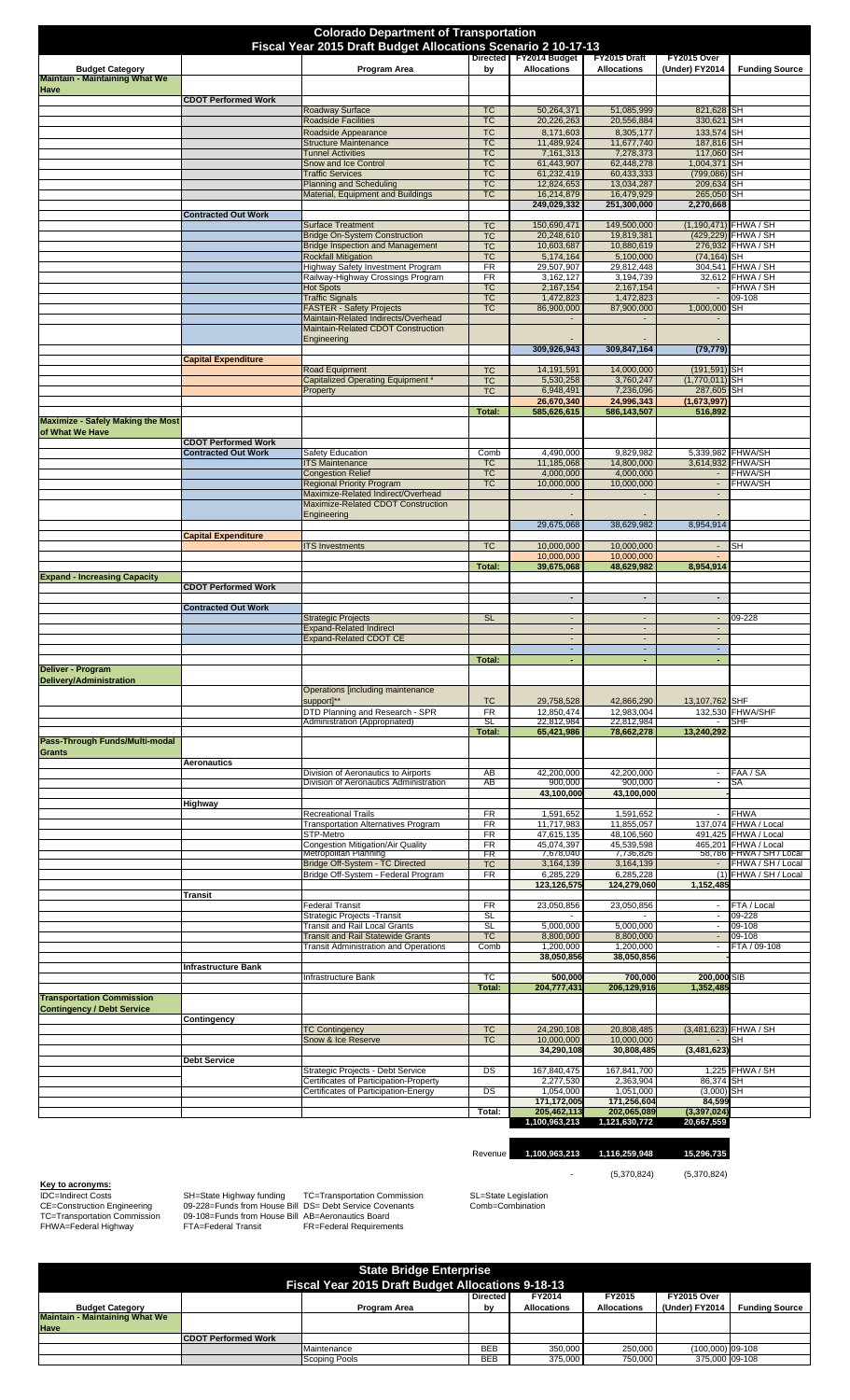# Colorado Department of Transportation

## Fiscal Year 2015 Draft Budget Allocations Scenario 2 10-17-13

| Budget Category | | Program Area | Directed by | FY2014 Budget Allocations | FY2015 Draft Allocations | FY2015 Over (Under) FY2014 | Funding Source |
|---|---|---|---|---|---|---|---|
| **Maintain - Maintaining What We Have** | | | | | | | |
| | **CDOT Performed Work** | | | | | | |
| | | Roadway Surface | TC | 50,264,371 | 51,085,999 | 821,628 | SH |
| | | Roadside Facilities | TC | 20,226,263 | 20,556,884 | 330,621 | SH |
| | | Roadside Appearance | TC | 8,171,603 | 8,305,177 | 133,574 | SH |
| | | Structure Maintenance | TC | 11,489,924 | 11,677,740 | 187,816 | SH |
| | | Tunnel Activities | TC | 7,161,313 | 7,278,373 | 117,060 | SH |
| | | Snow and Ice Control | TC | 61,443,907 | 62,448,278 | 1,004,371 | SH |
| | | Traffic Services | TC | 61,232,419 | 60,433,333 | (799,086) | SH |
| | | Planning and Scheduling | TC | 12,824,653 | 13,034,287 | 209,634 | SH |
| | | Material, Equipment and Buildings | TC | 16,214,879 | 16,479,929 | 265,050 | SH |
| | | | | 249,029,332 | 251,300,000 | 2,270,668 | |
| | **Contracted Out Work** | | | | | | |
| | | Surface Treatment | TC | 150,690,471 | 149,500,000 | (1,190,471) | FHWA / SH |
| | | Bridge On-System Construction | TC | 20,248,610 | 19,819,381 | (429,229) | FHWA / SH |
| | | Bridge Inspection and Management | TC | 10,603,687 | 10,880,619 | 276,932 | FHWA / SH |
| | | Rockfall Mitigation | TC | 5,174,164 | 5,100,000 | (74,164) | SH |
| | | Highway Safety Investment Program | FR | 29,507,907 | 29,812,448 | 304,541 | FHWA / SH |
| | | Railway-Highway Crossings Program | FR | 3,162,127 | 3,194,739 | 32,612 | FHWA / SH |
| | | Hot Spots | TC | 2,167,154 | 2,167,154 | - | FHWA / SH |
| | | Traffic Signals | TC | 1,472,823 | 1,472,823 | - | 09-108 |
| | | FASTER - Safety Projects | TC | 86,900,000 | 87,900,000 | 1,000,000 | SH |
| | | Maintain-Related Indirects/Overhead | | - | - | - | |
| | | Maintain-Related CDOT Construction Engineering | | - | - | - | |
| | | | | 309,926,943 | 309,847,164 | (79,779) | |
| | **Capital Expenditure** | | | | | | |
| | | Road Equipment | TC | 14,191,591 | 14,000,000 | (191,591) | SH |
| | | Capitalized Operating Equipment * | TC | 5,530,258 | 3,760,247 | (1,770,011) | SH |
| | | Property | TC | 6,948,491 | 7,236,096 | 287,605 | SH |
| | | | | 26,670,340 | 24,996,343 | (1,673,997) | |
| | | | **Total:** | 585,626,615 | 586,143,507 | 516,892 | |
| **Maximize - Safely Making the Most of What We Have** | | | | | | | |
| | **CDOT Performed Work** | | | | | | |
| | **Contracted Out Work** | Safety Education | Comb | 4,490,000 | 9,829,982 | 5,339,982 | FHWA/SH |
| | | ITS Maintenance | TC | 11,185,068 | 14,800,000 | 3,614,932 | FHWA/SH |
| | | Congestion Relief | TC | 4,000,000 | 4,000,000 | - | FHWA/SH |
| | | Regional Priority Program | TC | 10,000,000 | 10,000,000 | - | FHWA/SH |
| | | Maximize-Related Indirect/Overhead | | - | - | - | |
| | | Maximize-Related CDOT Construction Engineering | | - | - | - | |
| | | | | 29,675,068 | 38,629,982 | 8,954,914 | |
| | **Capital Expenditure** | | | | | | |
| | | ITS Investments | TC | 10,000,000 | 10,000,000 | - | SH |
| | | | | 10,000,000 | 10,000,000 | - | |
| | | | **Total:** | 39,675,068 | 48,629,982 | 8,954,914 | |
| **Expand - Increasing Capacity** | | | | | | | |
| | **CDOT Performed Work** | | | | | | |
| | | | | - | - | - | |
| | **Contracted Out Work** | | | | | | |
| | | Strategic Projects | SL | - | - | - | 09-228 |
| | | Expand-Related Indirect | | - | - | - | |
| | | Expand-Related CDOT CE | | - | - | - | |
| | | | | - | - | - | |
| | | | **Total:** | - | - | - | |
| **Deliver - Program Delivery/Administration** | | | | | | | |
| | | Operations [including maintenance support]** | TC | 29,758,528 | 42,866,290 | 13,107,762 | SHF |
| | | DTD Planning and Research - SPR | FR | 12,850,474 | 12,983,004 | 132,530 | FHWA/SHF |
| | | Administration (Appropriated) | SL | 22,812,984 | 22,812,984 | - | SHF |
| | | | **Total:** | 65,421,986 | 78,662,278 | 13,240,292 | |
| **Pass-Through Funds/Multi-modal Grants** | | | | | | | |
| | **Aeronautics** | | | | | | |
| | | Division of Aeronautics to Airports | AB | 42,200,000 | 42,200,000 | - | FAA / SA |
| | | Division of Aeronautics Administration | AB | 900,000 | 900,000 | - | SA |
| | | | | 43,100,000 | 43,100,000 | | |
| | **Highway** | | | | | | |
| | | Recreational Trails | FR | 1,591,652 | 1,591,652 | - | FHWA |
| | | Transportation Alternatives Program | FR | 11,717,983 | 11,855,057 | 137,074 | FHWA / Local |
| | | STP-Metro | FR | 47,615,135 | 48,106,560 | 491,425 | FHWA / Local |
| | | Congestion Mitigation/Air Quality | FR | 45,074,397 | 45,539,598 | 465,201 | FHWA / Local |
| | | Metropolitan Planning | FR | 7,678,040 | 7,736,826 | 58,786 | FHWA / SH / Local |
| | | Bridge Off-System - TC Directed | TC | 3,164,139 | 3,164,139 | - | FHWA / SH / Local |
| | | Bridge Off-System - Federal Program | FR | 6,285,229 | 6,285,228 | (1) | FHWA / SH / Local |
| | | | | 123,126,575 | 124,279,060 | 1,152,485 | |
| | **Transit** | | | | | | |
| | | Federal Transit | FR | 23,050,856 | 23,050,856 | - | FTA / Local |
| | | Strategic Projects -Transit | SL | - | - | - | 09-228 |
| | | Transit and Rail Local Grants | SL | 5,000,000 | 5,000,000 | - | 09-108 |
| | | Transit and Rail Statewide Grants | TC | 8,800,000 | 8,800,000 | - | 09-108 |
| | | Transit Administration and Operations | Comb | 1,200,000 | 1,200,000 | - | FTA / 09-108 |
| | | | | 38,050,856 | 38,050,856 | | |
| | **Infrastructure Bank** | | | | | | |
| | | Infrastructure Bank | TC | 500,000 | 700,000 | 200,000 | SIB |
| | | | **Total:** | 204,777,431 | 206,129,916 | 1,352,485 | |
| **Transportation Commission Contingency / Debt Service** | | | | | | | |
| | **Contingency** | | | | | | |
| | | TC Contingency | TC | 24,290,108 | 20,808,485 | (3,481,623) | FHWA / SH |
| | | Snow & Ice Reserve | TC | 10,000,000 | 10,000,000 | - | SH |
| | | | | 34,290,108 | 30,808,485 | (3,481,623) | |
| | **Debt Service** | | | | | | |
| | | Strategic Projects - Debt Service | DS | 167,840,475 | 167,841,700 | 1,225 | FHWA / SH |
| | | Certificates of Participation-Property | | 2,277,530 | 2,363,904 | 86,374 | SH |
| | | Certificates of Participation-Energy | DS | 1,054,000 | 1,051,000 | (3,000) | SH |
| | | | | 171,172,005 | 171,256,604 | 84,599 | |
| | | | **Total:** | 205,462,113 | 202,065,089 | (3,397,024) | |
| | | | | 1,100,963,213 | 1,121,630,772 | 20,667,559 | |
| | | | Revenue | 1,100,963,213 | 1,116,259,948 | 15,296,735 | |
| | | | | - | (5,370,824) | (5,370,824) | |

**Key to acronyms:**

IDC=Indirect Costs
CE=Construction Engineering
TC=Transportation Commission
FHWA=Federal Highway
SH=State Highway funding
09-228=Funds from House Bill
09-108=Funds from House Bill
FTA=Federal Transit
TC=Transportation Commission
DS= Debt Service Covenants
AB=Aeronautics Board
FR=Federal Requirements
SL=State Legislation
Comb=Combination

## State Bridge Enterprise

### Fiscal Year 2015 Draft Budget Allocations 9-18-13

| Budget Category | | Program Area | Directed by | FY2014 Allocations | FY2015 Allocations | FY2015 Over (Under) FY2014 | Funding Source |
|---|---|---|---|---|---|---|---|
| **Maintain - Maintaining What We Have** | | | | | | | |
| | **CDOT Performed Work** | | | | | | |
| | | Maintenance | BEB | 350,000 | 250,000 | (100,000) | 09-108 |
| | | Scoping Pools | BEB | 375,000 | 750,000 | 375,000 | 09-108 |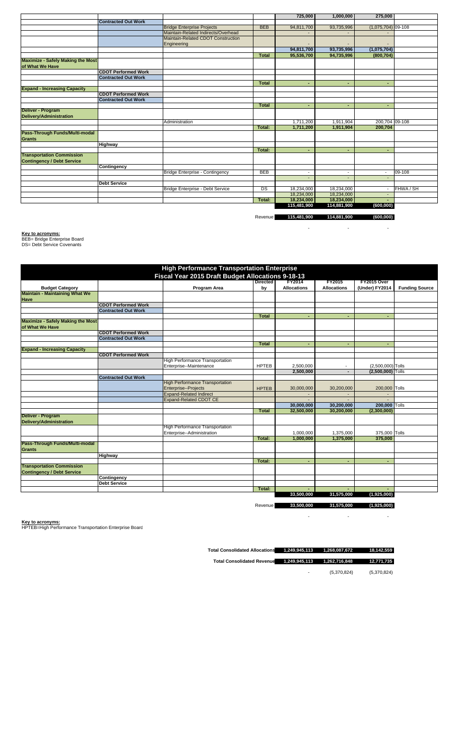| | | | | | | | |
|---|---|---|---|---|---|---|---|
| | | | | 725,000 | 1,000,000 | 275,000 | |
| | Contracted Out Work | | | | | | |
| | | Bridge Enterprise Projects | BEB | 94,811,700 | 93,735,996 | (1,075,704) | 09-108 |
| | | Maintain-Related Indirects/Overhead | | - | - | - | |
| | | Maintain-Related CDOT Construction Engineering | | - | - | | |
| | | | | 94,811,700 | 93,735,996 | (1,075,704) | |
| | | | Total | 95,536,700 | 94,735,996 | (800,704) | |
| **Maximize - Safely Making the Most of What We Have** | | | | | | | |
| | CDOT Performed Work | | | | | | |
| | Contracted Out Work | | | | | | |
| | | | Total | - | - | - | |
| **Expand - Increasing Capacity** | | | | | | | |
| | CDOT Performed Work | | | | | | |
| | Contracted Out Work | | | | | | |
| | | | Total | - | - | - | |
| **Deliver - Program Delivery/Administration** | | | | | | | |
| | | Administration | | 1,711,200 | 1,911,904 | 200,704 | 09-108 |
| | | | Total: | 1,711,200 | 1,911,904 | 200,704 | |
| **Pass-Through Funds/Multi-modal Grants** | | | | | | | |
| | Highway | | | | | | |
| | | | Total: | - | - | - | |
| **Transportation Commission Contingency / Debt Service** | | | | | | | |
| | Contingency | | | | | | |
| | | Bridge Enterprise - Contingency | BEB | - | - | - | 09-108 |
| | | | | - | - | - | |
| | Debt Service | | | | | | |
| | | Bridge Enterprise - Debt Service | DS | 18,234,000 | 18,234,000 | - | FHWA / SH |
| | | | | 18,234,000 | 18,234,000 | - | |
| | | | Total: | 18,234,000 | 18,234,000 | - | |
| | | | | 115,481,900 | 114,881,900 | (600,000) | |
| | | | Revenue | 115,481,900 | 114,881,900 | (600,000) | |
| | | | | - | - | - | |

**Key to acronyms:**
BEB= Bridge Enterprise Board
DS= Debt Service Covenants

## High Performance Transportation Enterprise
### Fiscal Year 2015 Draft Budget Allocations 9-18-13

| Budget Category | | Program Area | Directed by | FY2014 Allocations | FY2015 Allocations | FY2015 Over (Under) FY2014 | Funding Source |
|---|---|---|---|---|---|---|---|
| **Maintain - Maintaining What We Have** | | | | | | | |
| | CDOT Performed Work | | | | | | |
| | Contracted Out Work | | | | | | |
| | | | Total | - | - | - | |
| **Maximize - Safely Making the Most of What We Have** | | | | | | | |
| | CDOT Performed Work | | | | | | |
| | Contracted Out Work | | | | | | |
| | | | Total | - | - | - | |
| **Expand - Increasing Capacity** | | | | | | | |
| | CDOT Performed Work | | | | | | |
| | | High Performance Transportation Enterprise--Maintenance | HPTEB | 2,500,000 | - | (2,500,000) | Tolls |
| | | | | 2,500,000 | - | (2,500,000) | Tolls |
| | Contracted Out Work | | | | | | |
| | | High Performance Transportation Enterprise--Projects | HPTEB | 30,000,000 | 30,200,000 | 200,000 | Tolls |
| | | Expand-Related Indirect | | - | - | - | |
| | | Expand-Related CDOT CE | | - | - | - | |
| | | | | 30,000,000 | 30,200,000 | 200,000 | Tolls |
| | | | Total | 32,500,000 | 30,200,000 | (2,300,000) | |
| **Deliver - Program Delivery/Administration** | | | | | | | |
| | | High Performance Transportation Enterprise--Administration | | 1,000,000 | 1,375,000 | 375,000 | Tolls |
| | | | Total: | 1,000,000 | 1,375,000 | 375,000 | |
| **Pass-Through Funds/Multi-modal Grants** | | | | | | | |
| | Highway | | | | | | |
| | | | Total: | - | - | - | |
| **Transportation Commission Contingency / Debt Service** | | | | | | | |
| | Contingency | | | | | | |
| | Debt Service | | | | | | |
| | | | Total: | - | - | - | |
| | | | | 33,500,000 | 31,575,000 | (1,925,000) | |
| | | | Revenue | 33,500,000 | 31,575,000 | (1,925,000) | |
| | | | | - | - | - | |

**Key to acronyms:**
HPTEB=High Performance Transportation Enterprise Board

| | | | |
|---|---|---|---|
| **Total Consolidated Allocations** | 1,249,945,113 | 1,268,087,672 | 18,142,559 |
| **Total Consolidated Revenue** | 1,249,945,113 | 1,262,716,848 | 12,771,735 |
| | - | (5,370,824) | (5,370,824) |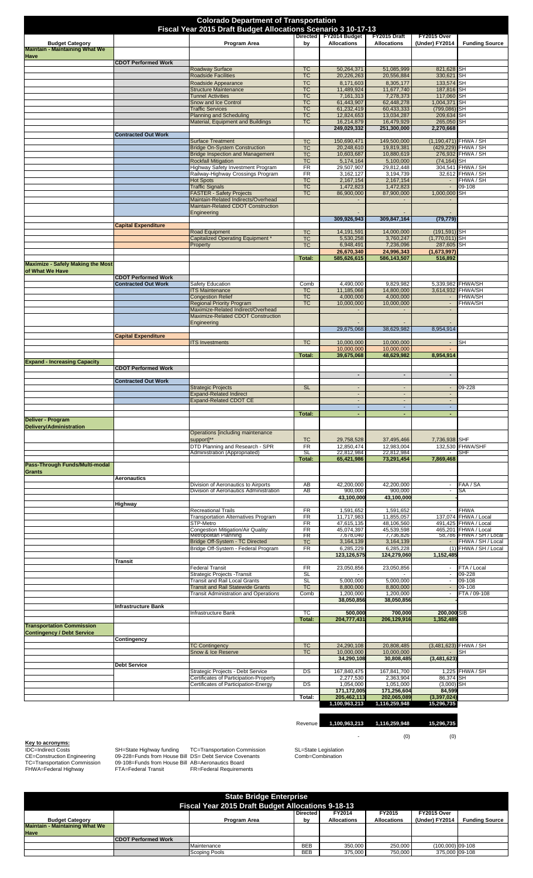# Colorado Department of Transportation

## Fiscal Year 2015 Draft Budget Allocations Scenario 3 10-17-13

| Budget Category | | Program Area | Directed by | FY2014 Budget Allocations | FY2015 Draft Allocations | FY2015 Over (Under) FY2014 | Funding Source |
|---|---|---|---|---|---|---|---|
| **Maintain - Maintaining What We Have** | | | | | | | |
| | **CDOT Performed Work** | | | | | | |
| | | Roadway Surface | TC | 50,264,371 | 51,085,999 | 821,628 | SH |
| | | Roadside Facilities | TC | 20,226,263 | 20,556,884 | 330,621 | SH |
| | | Roadside Appearance | TC | 8,171,603 | 8,305,177 | 133,574 | SH |
| | | Structure Maintenance | TC | 11,489,924 | 11,677,740 | 187,816 | SH |
| | | Tunnel Activities | TC | 7,161,313 | 7,278,373 | 117,060 | SH |
| | | Snow and Ice Control | TC | 61,443,907 | 62,448,278 | 1,004,371 | SH |
| | | Traffic Services | TC | 61,232,419 | 60,433,333 | (799,086) | SH |
| | | Planning and Scheduling | TC | 12,824,653 | 13,034,287 | 209,634 | SH |
| | | Material, Equipment and Buildings | TC | 16,214,879 | 16,479,929 | 265,050 | SH |
| | | | | 249,029,332 | 251,300,000 | 2,270,668 | |
| | **Contracted Out Work** | | | | | | |
| | | Surface Treatment | TC | 150,690,471 | 149,500,000 | (1,190,471) | FHWA / SH |
| | | Bridge On-System Construction | TC | 20,248,610 | 19,819,381 | (429,229) | FHWA / SH |
| | | Bridge Inspection and Management | TC | 10,603,687 | 10,880,619 | 276,932 | FHWA / SH |
| | | Rockfall Mitigation | TC | 5,174,164 | 5,100,000 | (74,164) | SH |
| | | Highway Safety Investment Program | FR | 29,507,907 | 29,812,448 | 304,541 | FHWA / SH |
| | | Railway-Highway Crossings Program | FR | 3,162,127 | 3,194,739 | 32,612 | FHWA / SH |
| | | Hot Spots | TC | 2,167,154 | 2,167,154 | - | FHWA / SH |
| | | Traffic Signals | TC | 1,472,823 | 1,472,823 | - | 09-108 |
| | | FASTER - Safety Projects | TC | 86,900,000 | 87,900,000 | 1,000,000 | SH |
| | | Maintain-Related Indirects/Overhead | | - | - | - | |
| | | Maintain-Related CDOT Construction Engineering | | - | - | - | |
| | | | | 309,926,943 | 309,847,164 | (79,779) | |
| | **Capital Expenditure** | | | | | | |
| | | Road Equipment | TC | 14,191,591 | 14,000,000 | (191,591) | SH |
| | | Capitalized Operating Equipment * | TC | 5,530,258 | 3,760,247 | (1,770,011) | SH |
| | | Property | TC | 6,948,491 | 7,236,096 | 287,605 | SH |
| | | | | 26,670,340 | 24,996,343 | (1,673,997) | |
| | | | Total: | 585,626,615 | 586,143,507 | 516,892 | |
| **Maximize - Safely Making the Most of What We Have** | | | | | | | |
| | **CDOT Performed Work** | | | | | | |
| | **Contracted Out Work** | Safety Education | Comb | 4,490,000 | 9,829,982 | 5,339,982 | FHWA/SH |
| | | ITS Maintenance | TC | 11,185,068 | 14,800,000 | 3,614,932 | FHWA/SH |
| | | Congestion Relief | TC | 4,000,000 | 4,000,000 | - | FHWA/SH |
| | | Regional Priority Program | TC | 10,000,000 | 10,000,000 | - | FHWA/SH |
| | | Maximize-Related Indirect/Overhead | | - | - | - | |
| | | Maximize-Related CDOT Construction Engineering | | - | - | - | |
| | | | | 29,675,068 | 38,629,982 | 8,954,914 | |
| | **Capital Expenditure** | | | | | | |
| | | ITS Investments | TC | 10,000,000 | 10,000,000 | - | SH |
| | | | | 10,000,000 | 10,000,000 | - | |
| | | | Total: | 39,675,068 | 48,629,982 | 8,954,914 | |
| **Expand - Increasing Capacity** | | | | | | | |
| | **CDOT Performed Work** | | | | | | |
| | | | | - | - | - | |
| | **Contracted Out Work** | | | | | | |
| | | Strategic Projects | SL | - | - | - | 09-228 |
| | | Expand-Related Indirect | | - | - | - | |
| | | Expand-Related CDOT CE | | - | - | - | |
| | | | | - | - | - | |
| | | | Total: | - | - | - | |
| **Deliver - Program Delivery/Administration** | | | | | | | |
| | | Operations [including maintenance support]** | TC | 29,758,528 | 37,495,466 | 7,736,938 | SHF |
| | | DTD Planning and Research - SPR | FR | 12,850,474 | 12,983,004 | 132,530 | FHWA/SHF |
| | | Administration (Appropriated) | SL | 22,812,984 | 22,812,984 | - | SHF |
| | | | Total: | 65,421,986 | 73,291,454 | 7,869,468 | |
| **Pass-Through Funds/Multi-modal Grants** | | | | | | | |
| | **Aeronautics** | | | | | | |
| | | Division of Aeronautics to Airports | AB | 42,200,000 | 42,200,000 | - | FAA / SA |
| | | Division of Aeronautics Administration | AB | 900,000 | 900,000 | - | SA |
| | | | | 43,100,000 | 43,100,000 | | |
| | **Highway** | | | | | | |
| | | Recreational Trails | FR | 1,591,652 | 1,591,652 | - | FHWA |
| | | Transportation Alternatives Program | FR | 11,717,983 | 11,855,057 | 137,074 | FHWA / Local |
| | | STP-Metro | FR | 47,615,135 | 48,106,560 | 491,425 | FHWA / Local |
| | | Congestion Mitigation/Air Quality | FR | 45,074,397 | 45,539,598 | 465,201 | FHWA / Local |
| | | Metropolitan Planning | FR | 7,678,040 | 7,736,826 | 58,786 | FHWA / SH / Local |
| | | Bridge Off-System - TC Directed | TC | 3,164,139 | 3,164,139 | - | FHWA / SH / Local |
| | | Bridge Off-System - Federal Program | FR | 6,285,229 | 6,285,228 | (1) | FHWA / SH / Local |
| | | | | 123,126,575 | 124,279,060 | 1,152,485 | |
| | **Transit** | | | | | | |
| | | Federal Transit | FR | 23,050,856 | 23,050,856 | - | FTA / Local |
| | | Strategic Projects -Transit | SL | - | - | - | 09-228 |
| | | Transit and Rail Local Grants | SL | 5,000,000 | 5,000,000 | - | 09-108 |
| | | Transit and Rail Statewide Grants | TC | 8,800,000 | 8,800,000 | - | 09-108 |
| | | Transit Administration and Operations | Comb | 1,200,000 | 1,200,000 | - | FTA / 09-108 |
| | | | | 38,050,856 | 38,050,856 | - | |
| | **Infrastructure Bank** | | | | | | |
| | | Infrastructure Bank | TC | 500,000 | 700,000 | 200,000 | SIB |
| | | | Total: | 204,777,431 | 206,129,916 | 1,352,485 | |
| **Transportation Commission Contingency / Debt Service** | | | | | | | |
| | **Contingency** | | | | | | |
| | | TC Contingency | TC | 24,290,108 | 20,808,485 | (3,481,623) | FHWA / SH |
| | | Snow & Ice Reserve | TC | 10,000,000 | 10,000,000 | - | SH |
| | | | | 34,290,108 | 30,808,485 | (3,481,623) | |
| | **Debt Service** | | | | | | |
| | | Strategic Projects - Debt Service | DS | 167,840,475 | 167,841,700 | 1,225 | FHWA / SH |
| | | Certificates of Participation-Property | | 2,277,530 | 2,363,904 | 86,374 | SH |
| | | Certificates of Participation-Energy | DS | 1,054,000 | 1,051,000 | (3,000) | SH |
| | | | | 171,172,005 | 171,256,604 | 84,599 | |
| | | | Total: | 205,462,113 | 202,065,089 | (3,397,024) | |
| | | | | 1,100,963,213 | 1,116,259,948 | 15,296,735 | |
| | | | Revenue | 1,100,963,213 | 1,116,259,948 | 15,296,735 | |
| | | | | - | (0) | (0) | |

**Key to acronyms:**

IDC=Indirect Costs
CE=Construction Engineering
TC=Transportation Commission
FHWA=Federal Highway
SH=State Highway funding
09-228=Funds from House Bill
09-108=Funds from House Bill
FTA=Federal Transit
TC=Transportation Commission
DS= Debt Service Covenants
AB=Aeronautics Board
FR=Federal Requirements
SL=State Legislation
Comb=Combination

# State Bridge Enterprise

## Fiscal Year 2015 Draft Budget Allocations 9-18-13

| Budget Category | | Program Area | Directed by | FY2014 Allocations | FY2015 Allocations | FY2015 Over (Under) FY2014 | Funding Source |
|---|---|---|---|---|---|---|---|
| **Maintain - Maintaining What We Have** | | | | | | | |
| | **CDOT Performed Work** | | | | | | |
| | | Maintenance | BEB | 350,000 | 250,000 | (100,000) | 09-108 |
| | | Scoping Pools | BEB | 375,000 | 750,000 | 375,000 | 09-108 |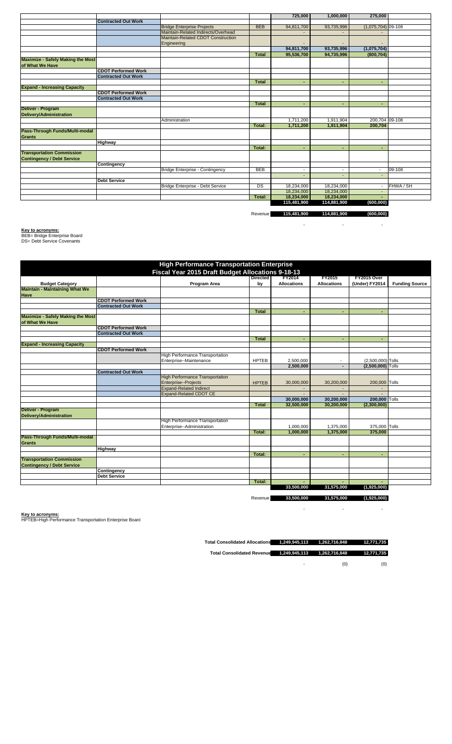| | | | | | | | |
|---|---|---|---|---|---|---|---|
| | | | | 725,000 | 1,000,000 | 275,000 | |
| | Contracted Out Work | | | | | | |
| | | Bridge Enterprise Projects | BEB | 94,811,700 | 93,735,996 | (1,075,704) | 09-108 |
| | | Maintain-Related Indirects/Overhead | | - | - | - | |
| | | Maintain-Related CDOT Construction Engineering | | - | - | - | |
| | | | | 94,811,700 | 93,735,996 | (1,075,704) | |
| | | | Total | 95,536,700 | 94,735,996 | (800,704) | |
| Maximize - Safely Making the Most of What We Have | | | | | | | |
| | CDOT Performed Work | | | | | | |
| | Contracted Out Work | | | | | | |
| | | | Total | - | - | - | |
| Expand - Increasing Capacity | | | | | | | |
| | CDOT Performed Work | | | | | | |
| | Contracted Out Work | | | | | | |
| | | | Total | - | - | - | |
| Deliver - Program Delivery/Administration | | | | | | | |
| | | Administration | | 1,711,200 | 1,911,904 | 200,704 | 09-108 |
| | | | Total: | 1,711,200 | 1,911,904 | 200,704 | |
| Pass-Through Funds/Multi-modal Grants | | | | | | | |
| | Highway | | | | | | |
| | | | Total: | - | - | - | |
| Transportation Commission Contingency / Debt Service | | | | | | | |
| | Contingency | | | | | | |
| | | Bridge Enterprise - Contingency | BEB | - | - | - | 09-108 |
| | | | | - | - | - | |
| | Debt Service | | | | | | |
| | | Bridge Enterprise - Debt Service | DS | 18,234,000 | 18,234,000 | - | FHWA / SH |
| | | | | 18,234,000 | 18,234,000 | - | |
| | | | Total: | 18,234,000 | 18,234,000 | - | |
| | | | | 115,481,900 | 114,881,900 | (600,000) | |
| | | | Revenue | 115,481,900 | 114,881,900 | (600,000) | |
| | | | | - | - | - | |

**Key to acronyms:**
BEB= Bridge Enterprise Board
DS= Debt Service Covenants

## High Performance Transportation Enterprise
### Fiscal Year 2015 Draft Budget Allocations 9-18-13

| Budget Category | | Program Area | Directed by | FY2014 Allocations | FY2015 Allocations | FY2015 Over (Under) FY2014 | Funding Source |
|---|---|---|---|---|---|---|---|
| Maintain - Maintaining What We Have | | | | | | | |
| | CDOT Performed Work | | | | | | |
| | Contracted Out Work | | | | | | |
| | | | Total | - | - | - | |
| Maximize - Safely Making the Most of What We Have | | | | | | | |
| | CDOT Performed Work | | | | | | |
| | Contracted Out Work | | | | | | |
| | | | Total | - | - | - | |
| Expand - Increasing Capacity | | | | | | | |
| | CDOT Performed Work | | | | | | |
| | | High Performance Transportation Enterprise--Maintenance | HPTEB | 2,500,000 | - | (2,500,000) | Tolls |
| | | | | 2,500,000 | - | (2,500,000) | Tolls |
| | Contracted Out Work | | | | | | |
| | | High Performance Transportation Enterprise--Projects | HPTEB | 30,000,000 | 30,200,000 | 200,000 | Tolls |
| | | Expand-Related Indirect | | - | - | - | |
| | | Expand-Related CDOT CE | | - | - | - | |
| | | | | 30,000,000 | 30,200,000 | 200,000 | Tolls |
| | | | Total | 32,500,000 | 30,200,000 | (2,300,000) | |
| Deliver - Program Delivery/Administration | | | | | | | |
| | | High Performance Transportation Enterprise--Administration | | 1,000,000 | 1,375,000 | 375,000 | Tolls |
| | | | Total: | 1,000,000 | 1,375,000 | 375,000 | |
| Pass-Through Funds/Multi-modal Grants | | | | | | | |
| | Highway | | | | | | |
| | | | Total: | - | - | - | |
| Transportation Commission Contingency / Debt Service | | | | | | | |
| | Contingency | | | | | | |
| | Debt Service | | | | | | |
| | | | Total: | - | - | - | |
| | | | | 33,500,000 | 31,575,000 | (1,925,000) | |
| | | | Revenue | 33,500,000 | 31,575,000 | (1,925,000) | |
| | | | | - | - | - | |

**Key to acronyms:**
HPTEB=High Performance Transportation Enterprise Board

| | | | |
|---|---|---|---|
| Total Consolidated Allocations | 1,249,945,113 | 1,262,716,848 | 12,771,735 |
| Total Consolidated Revenue | 1,249,945,113 | 1,262,716,848 | 12,771,735 |
| | - | (0) | (0) |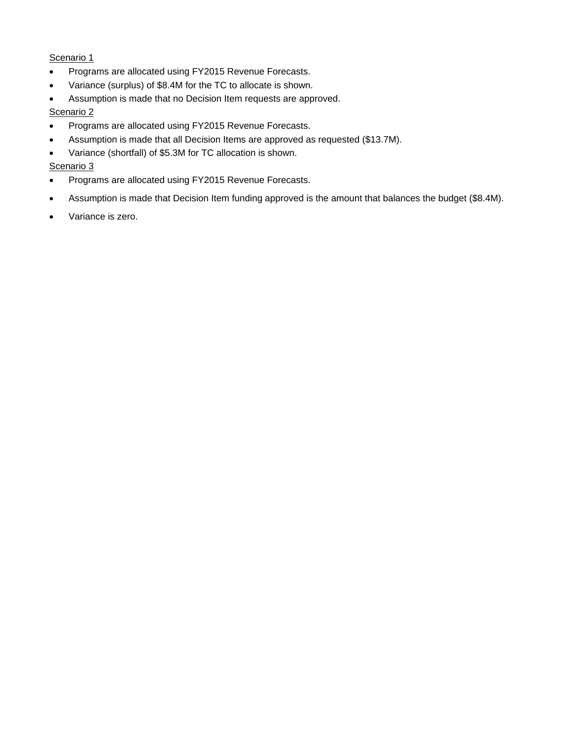Scenario 1

- Programs are allocated using FY2015 Revenue Forecasts.
- Variance (surplus) of $8.4M for the TC to allocate is shown.
- Assumption is made that no Decision Item requests are approved.

Scenario 2

- Programs are allocated using FY2015 Revenue Forecasts.
- Assumption is made that all Decision Items are approved as requested ($13.7M).
- Variance (shortfall) of $5.3M for TC allocation is shown.

Scenario 3

- Programs are allocated using FY2015 Revenue Forecasts.
- Assumption is made that Decision Item funding approved is the amount that balances the budget ($8.4M).
- Variance is zero.